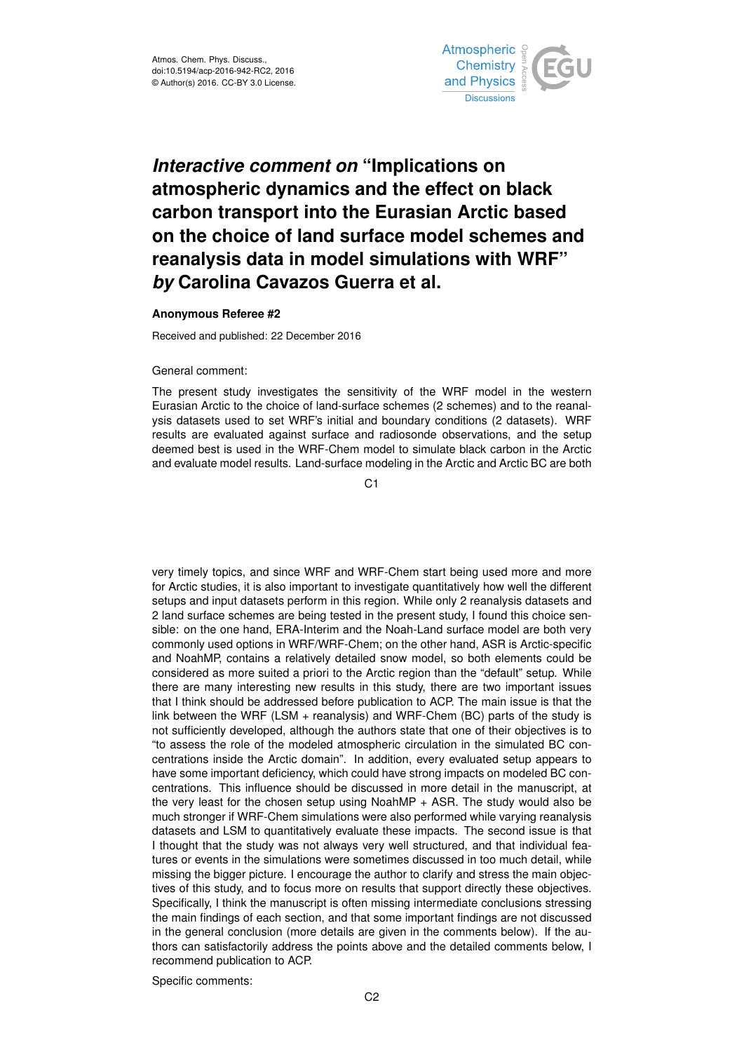# *Interactive comment on* "Implications on atmospheric dynamics and the effect on black carbon transport into the Eurasian Arctic based on the choice of land surface model schemes and reanalysis data in model simulations with WRF" *by* Carolina Cavazos Guerra et al.

**Anonymous Referee #2**

Received and published: 22 December 2016

General comment:

The present study investigates the sensitivity of the WRF model in the western Eurasian Arctic to the choice of land-surface schemes (2 schemes) and to the reanalysis datasets used to set WRF's initial and boundary conditions (2 datasets). WRF results are evaluated against surface and radiosonde observations, and the setup deemed best is used in the WRF-Chem model to simulate black carbon in the Arctic and evaluate model results. Land-surface modeling in the Arctic and Arctic BC are both very timely topics, and since WRF and WRF-Chem start being used more and more for Arctic studies, it is also important to investigate quantitatively how well the different setups and input datasets perform in this region. While only 2 reanalysis datasets and 2 land surface schemes are being tested in the present study, I found this choice sensible: on the one hand, ERA-Interim and the Noah-Land surface model are both very commonly used options in WRF/WRF-Chem; on the other hand, ASR is Arctic-specific and NoahMP, contains a relatively detailed snow model, so both elements could be considered as more suited a priori to the Arctic region than the "default" setup. While there are many interesting new results in this study, there are two important issues that I think should be addressed before publication to ACP. The main issue is that the link between the WRF (LSM + reanalysis) and WRF-Chem (BC) parts of the study is not sufficiently developed, although the authors state that one of their objectives is to "to assess the role of the modeled atmospheric circulation in the simulated BC concentrations inside the Arctic domain". In addition, every evaluated setup appears to have some important deficiency, which could have strong impacts on modeled BC concentrations. This influence should be discussed in more detail in the manuscript, at the very least for the chosen setup using NoahMP + ASR. The study would also be much stronger if WRF-Chem simulations were also performed while varying reanalysis datasets and LSM to quantitatively evaluate these impacts. The second issue is that I thought that the study was not always very well structured, and that individual features or events in the simulations were sometimes discussed in too much detail, while missing the bigger picture. I encourage the author to clarify and stress the main objectives of this study, and to focus more on results that support directly these objectives. Specifically, I think the manuscript is often missing intermediate conclusions stressing the main findings of each section, and that some important findings are not discussed in the general conclusion (more details are given in the comments below). If the authors can satisfactorily address the points above and the detailed comments below, I recommend publication to ACP.

Specific comments: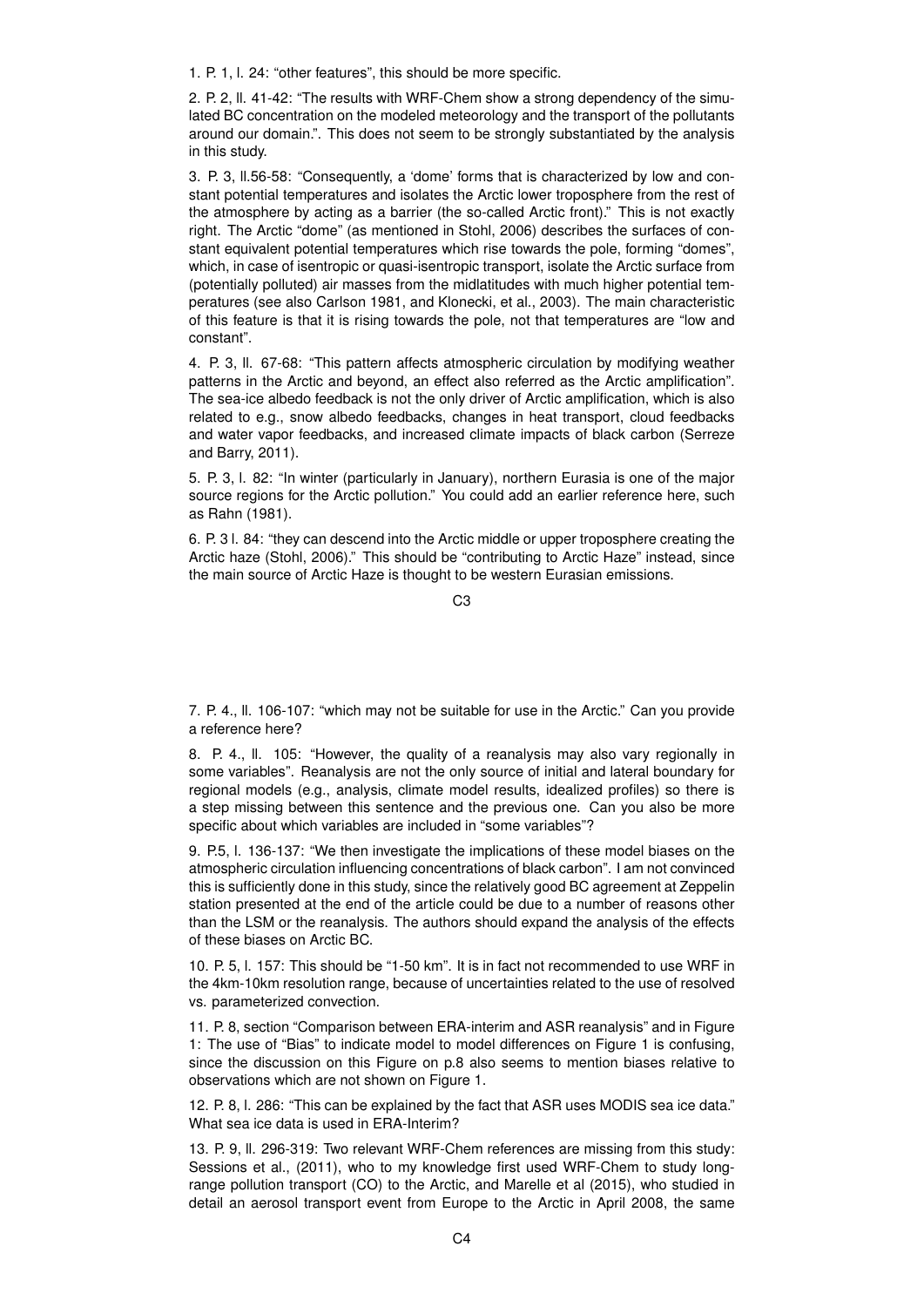1. P. 1, l. 24: "other features", this should be more specific.

2. P. 2, ll. 41-42: "The results with WRF-Chem show a strong dependency of the simulated BC concentration on the modeled meteorology and the transport of the pollutants around our domain.". This does not seem to be strongly substantiated by the analysis in this study.

3. P. 3, ll.56-58: "Consequently, a 'dome' forms that is characterized by low and constant potential temperatures and isolates the Arctic lower troposphere from the rest of the atmosphere by acting as a barrier (the so-called Arctic front)." This is not exactly right. The Arctic "dome" (as mentioned in Stohl, 2006) describes the surfaces of constant equivalent potential temperatures which rise towards the pole, forming "domes", which, in case of isentropic or quasi-isentropic transport, isolate the Arctic surface from (potentially polluted) air masses from the midlatitudes with much higher potential temperatures (see also Carlson 1981, and Klonecki, et al., 2003). The main characteristic of this feature is that it is rising towards the pole, not that temperatures are "low and constant".

4. P. 3, ll. 67-68: "This pattern affects atmospheric circulation by modifying weather patterns in the Arctic and beyond, an effect also referred as the Arctic amplification". The sea-ice albedo feedback is not the only driver of Arctic amplification, which is also related to e.g., snow albedo feedbacks, changes in heat transport, cloud feedbacks and water vapor feedbacks, and increased climate impacts of black carbon (Serreze and Barry, 2011).

5. P. 3, l. 82: "In winter (particularly in January), northern Eurasia is one of the major source regions for the Arctic pollution." You could add an earlier reference here, such as Rahn (1981).

6. P. 3 l. 84: "they can descend into the Arctic middle or upper troposphere creating the Arctic haze (Stohl, 2006)." This should be "contributing to Arctic Haze" instead, since the main source of Arctic Haze is thought to be western Eurasian emissions.

7. P. 4., ll. 106-107: "which may not be suitable for use in the Arctic." Can you provide a reference here?

8. P. 4., ll. 105: "However, the quality of a reanalysis may also vary regionally in some variables". Reanalysis are not the only source of initial and lateral boundary for regional models (e.g., analysis, climate model results, idealized profiles) so there is a step missing between this sentence and the previous one. Can you also be more specific about which variables are included in "some variables"?

9. P.5, l. 136-137: "We then investigate the implications of these model biases on the atmospheric circulation influencing concentrations of black carbon". I am not convinced this is sufficiently done in this study, since the relatively good BC agreement at Zeppelin station presented at the end of the article could be due to a number of reasons other than the LSM or the reanalysis. The authors should expand the analysis of the effects of these biases on Arctic BC.

10. P. 5, l. 157: This should be "1-50 km". It is in fact not recommended to use WRF in the 4km-10km resolution range, because of uncertainties related to the use of resolved vs. parameterized convection.

11. P. 8, section "Comparison between ERA-interim and ASR reanalysis" and in Figure 1: The use of "Bias" to indicate model to model differences on Figure 1 is confusing, since the discussion on this Figure on p.8 also seems to mention biases relative to observations which are not shown on Figure 1.

12. P. 8, l. 286: "This can be explained by the fact that ASR uses MODIS sea ice data." What sea ice data is used in ERA-Interim?

13. P. 9, ll. 296-319: Two relevant WRF-Chem references are missing from this study: Sessions et al., (2011), who to my knowledge first used WRF-Chem to study long-range pollution transport (CO) to the Arctic, and Marelle et al (2015), who studied in detail an aerosol transport event from Europe to the Arctic in April 2008, the same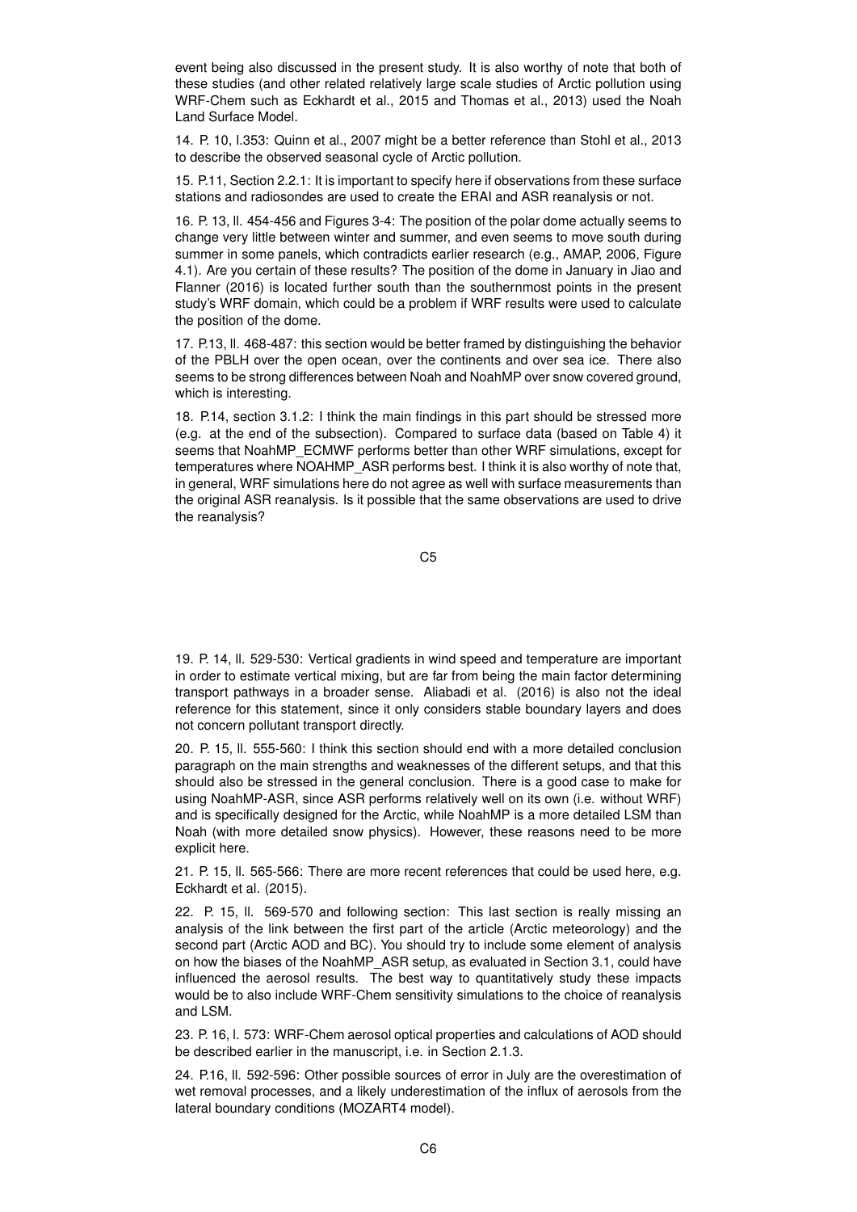event being also discussed in the present study. It is also worthy of note that both of these studies (and other related relatively large scale studies of Arctic pollution using WRF-Chem such as Eckhardt et al., 2015 and Thomas et al., 2013) used the Noah Land Surface Model.

14. P. 10, l.353: Quinn et al., 2007 might be a better reference than Stohl et al., 2013 to describe the observed seasonal cycle of Arctic pollution.

15. P.11, Section 2.2.1: It is important to specify here if observations from these surface stations and radiosondes are used to create the ERAI and ASR reanalysis or not.

16. P. 13, ll. 454-456 and Figures 3-4: The position of the polar dome actually seems to change very little between winter and summer, and even seems to move south during summer in some panels, which contradicts earlier research (e.g., AMAP, 2006, Figure 4.1). Are you certain of these results? The position of the dome in January in Jiao and Flanner (2016) is located further south than the southernmost points in the present study's WRF domain, which could be a problem if WRF results were used to calculate the position of the dome.

17. P.13, ll. 468-487: this section would be better framed by distinguishing the behavior of the PBLH over the open ocean, over the continents and over sea ice. There also seems to be strong differences between Noah and NoahMP over snow covered ground, which is interesting.

18. P.14, section 3.1.2: I think the main findings in this part should be stressed more (e.g. at the end of the subsection). Compared to surface data (based on Table 4) it seems that NoahMP_ECMWF performs better than other WRF simulations, except for temperatures where NOAHMP_ASR performs best. I think it is also worthy of note that, in general, WRF simulations here do not agree as well with surface measurements than the original ASR reanalysis. Is it possible that the same observations are used to drive the reanalysis?

19. P. 14, ll. 529-530: Vertical gradients in wind speed and temperature are important in order to estimate vertical mixing, but are far from being the main factor determining transport pathways in a broader sense. Aliabadi et al. (2016) is also not the ideal reference for this statement, since it only considers stable boundary layers and does not concern pollutant transport directly.

20. P. 15, ll. 555-560: I think this section should end with a more detailed conclusion paragraph on the main strengths and weaknesses of the different setups, and that this should also be stressed in the general conclusion. There is a good case to make for using NoahMP-ASR, since ASR performs relatively well on its own (i.e. without WRF) and is specifically designed for the Arctic, while NoahMP is a more detailed LSM than Noah (with more detailed snow physics). However, these reasons need to be more explicit here.

21. P. 15, ll. 565-566: There are more recent references that could be used here, e.g. Eckhardt et al. (2015).

22. P. 15, ll. 569-570 and following section: This last section is really missing an analysis of the link between the first part of the article (Arctic meteorology) and the second part (Arctic AOD and BC). You should try to include some element of analysis on how the biases of the NoahMP_ASR setup, as evaluated in Section 3.1, could have influenced the aerosol results. The best way to quantitatively study these impacts would be to also include WRF-Chem sensitivity simulations to the choice of reanalysis and LSM.

23. P. 16, l. 573: WRF-Chem aerosol optical properties and calculations of AOD should be described earlier in the manuscript, i.e. in Section 2.1.3.

24. P.16, ll. 592-596: Other possible sources of error in July are the overestimation of wet removal processes, and a likely underestimation of the influx of aerosols from the lateral boundary conditions (MOZART4 model).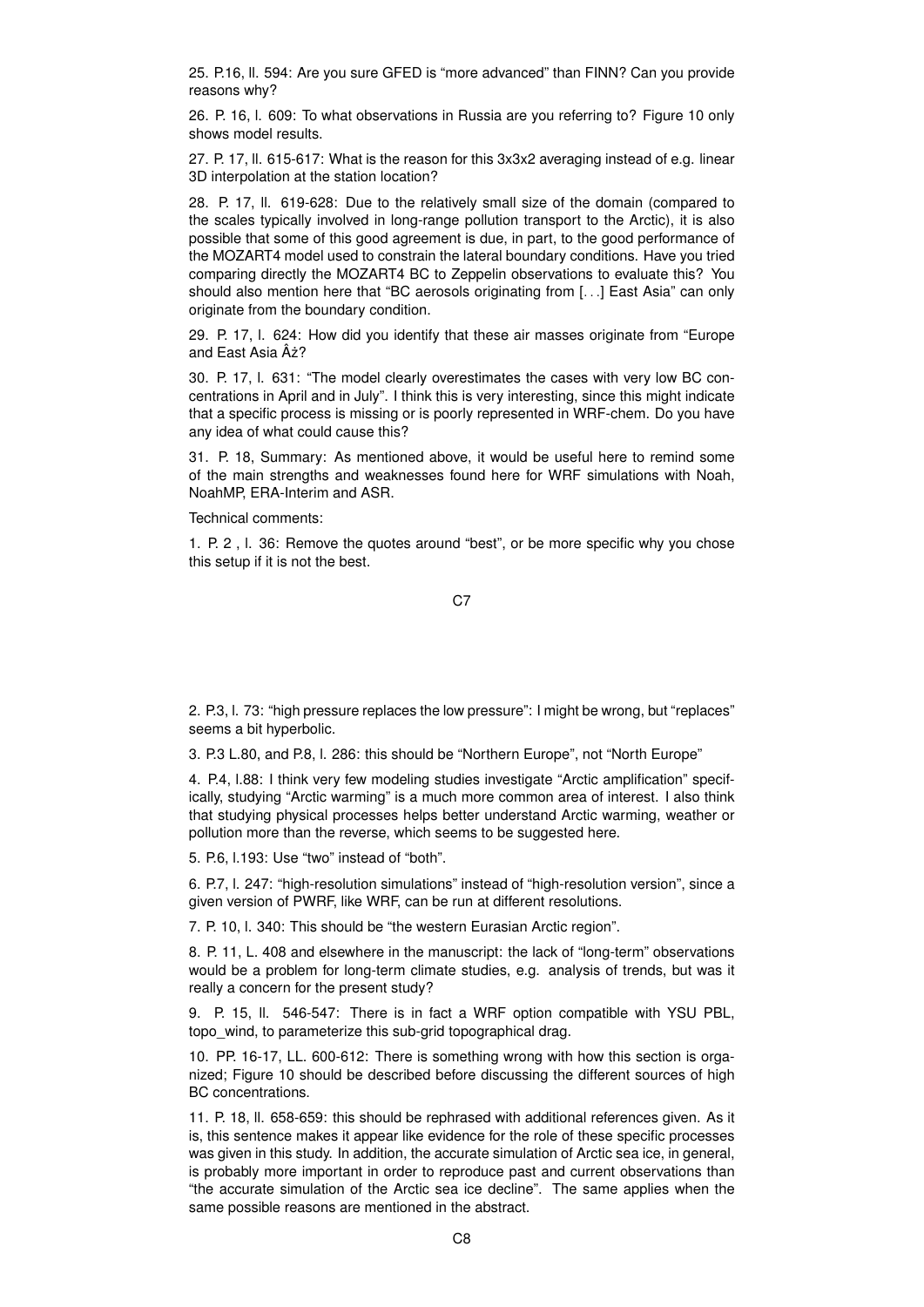25. P.16, ll. 594: Are you sure GFED is "more advanced" than FINN? Can you provide reasons why?

26. P. 16, l. 609: To what observations in Russia are you referring to? Figure 10 only shows model results.

27. P. 17, ll. 615-617: What is the reason for this 3x3x2 averaging instead of e.g. linear 3D interpolation at the station location?

28. P. 17, ll. 619-628: Due to the relatively small size of the domain (compared to the scales typically involved in long-range pollution transport to the Arctic), it is also possible that some of this good agreement is due, in part, to the good performance of the MOZART4 model used to constrain the lateral boundary conditions. Have you tried comparing directly the MOZART4 BC to Zeppelin observations to evaluate this? You should also mention here that "BC aerosols originating from [. . .] East Asia" can only originate from the boundary condition.

29. P. 17, l. 624: How did you identify that these air masses originate from "Europe and East Asia Âż?

30. P. 17, l. 631: "The model clearly overestimates the cases with very low BC concentrations in April and in July". I think this is very interesting, since this might indicate that a specific process is missing or is poorly represented in WRF-chem. Do you have any idea of what could cause this?

31. P. 18, Summary: As mentioned above, it would be useful here to remind some of the main strengths and weaknesses found here for WRF simulations with Noah, NoahMP, ERA-Interim and ASR.

Technical comments:

1. P. 2 , l. 36: Remove the quotes around "best", or be more specific why you chose this setup if it is not the best.

2. P.3, l. 73: "high pressure replaces the low pressure": I might be wrong, but "replaces" seems a bit hyperbolic.

3. P.3 L.80, and P.8, l. 286: this should be "Northern Europe", not "North Europe"

4. P.4, l.88: I think very few modeling studies investigate "Arctic amplification" specifically, studying "Arctic warming" is a much more common area of interest. I also think that studying physical processes helps better understand Arctic warming, weather or pollution more than the reverse, which seems to be suggested here.

5. P.6, l.193: Use "two" instead of "both".

6. P.7, l. 247: "high-resolution simulations" instead of "high-resolution version", since a given version of PWRF, like WRF, can be run at different resolutions.

7. P. 10, l. 340: This should be "the western Eurasian Arctic region".

8. P. 11, L. 408 and elsewhere in the manuscript: the lack of "long-term" observations would be a problem for long-term climate studies, e.g. analysis of trends, but was it really a concern for the present study?

9. P. 15, ll. 546-547: There is in fact a WRF option compatible with YSU PBL, topo_wind, to parameterize this sub-grid topographical drag.

10. PP. 16-17, LL. 600-612: There is something wrong with how this section is organized; Figure 10 should be described before discussing the different sources of high BC concentrations.

11. P. 18, ll. 658-659: this should be rephrased with additional references given. As it is, this sentence makes it appear like evidence for the role of these specific processes was given in this study. In addition, the accurate simulation of Arctic sea ice, in general, is probably more important in order to reproduce past and current observations than "the accurate simulation of the Arctic sea ice decline". The same applies when the same possible reasons are mentioned in the abstract.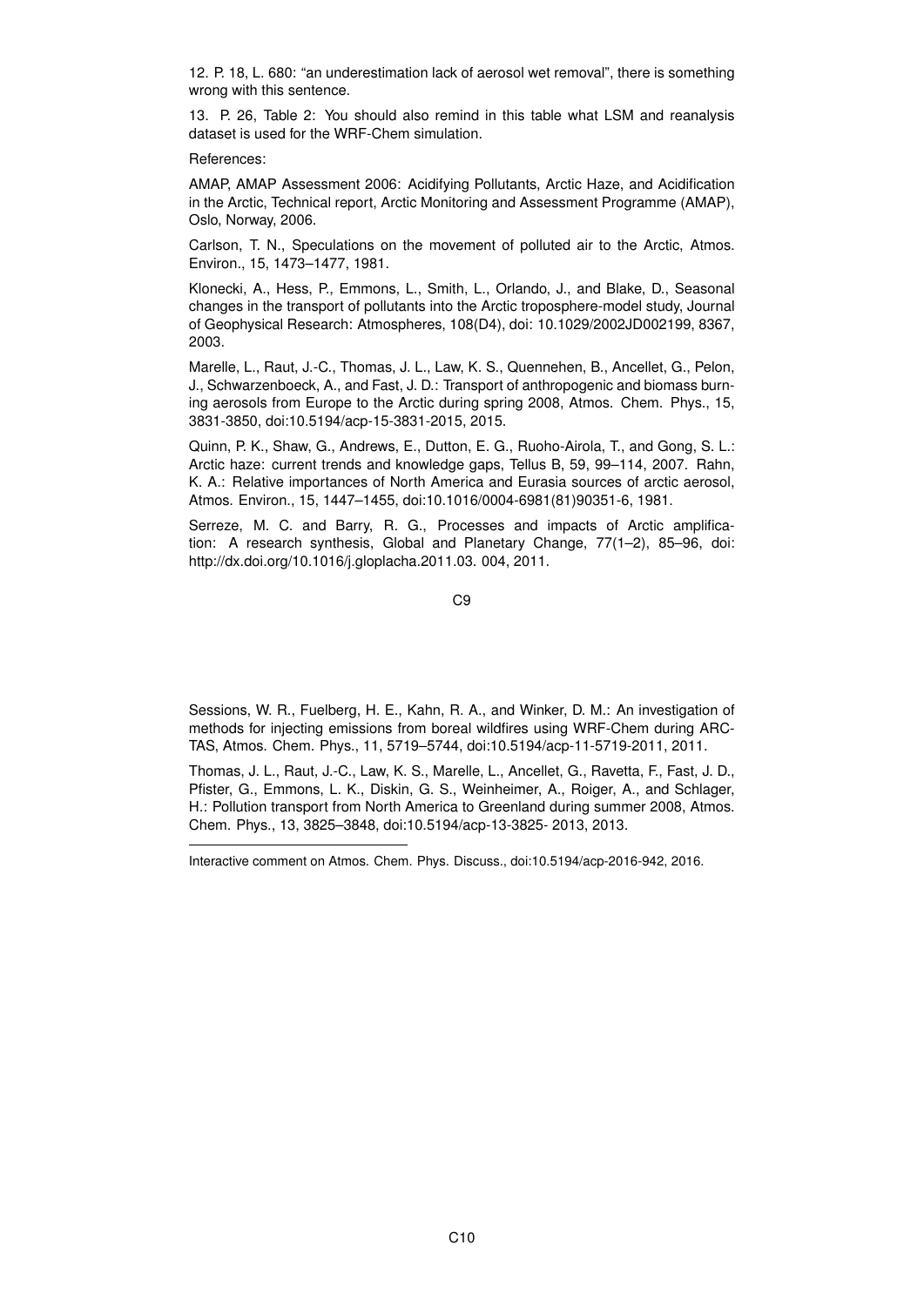12. P. 18, L. 680: "an underestimation lack of aerosol wet removal", there is something wrong with this sentence.

13. P. 26, Table 2: You should also remind in this table what LSM and reanalysis dataset is used for the WRF-Chem simulation.

References:

AMAP, AMAP Assessment 2006: Acidifying Pollutants, Arctic Haze, and Acidification in the Arctic, Technical report, Arctic Monitoring and Assessment Programme (AMAP), Oslo, Norway, 2006.

Carlson, T. N., Speculations on the movement of polluted air to the Arctic, Atmos. Environ., 15, 1473–1477, 1981.

Klonecki, A., Hess, P., Emmons, L., Smith, L., Orlando, J., and Blake, D., Seasonal changes in the transport of pollutants into the Arctic troposphere-model study, Journal of Geophysical Research: Atmospheres, 108(D4), doi: 10.1029/2002JD002199, 8367, 2003.

Marelle, L., Raut, J.-C., Thomas, J. L., Law, K. S., Quennehen, B., Ancellet, G., Pelon, J., Schwarzenboeck, A., and Fast, J. D.: Transport of anthropogenic and biomass burning aerosols from Europe to the Arctic during spring 2008, Atmos. Chem. Phys., 15, 3831-3850, doi:10.5194/acp-15-3831-2015, 2015.

Quinn, P. K., Shaw, G., Andrews, E., Dutton, E. G., Ruoho-Airola, T., and Gong, S. L.: Arctic haze: current trends and knowledge gaps, Tellus B, 59, 99–114, 2007. Rahn, K. A.: Relative importances of North America and Eurasia sources of arctic aerosol, Atmos. Environ., 15, 1447–1455, doi:10.1016/0004-6981(81)90351-6, 1981.

Serreze, M. C. and Barry, R. G., Processes and impacts of Arctic amplification: A research synthesis, Global and Planetary Change, 77(1–2), 85–96, doi: http://dx.doi.org/10.1016/j.gloplacha.2011.03. 004, 2011.

Sessions, W. R., Fuelberg, H. E., Kahn, R. A., and Winker, D. M.: An investigation of methods for injecting emissions from boreal wildfires using WRF-Chem during ARCTAS, Atmos. Chem. Phys., 11, 5719–5744, doi:10.5194/acp-11-5719-2011, 2011.

Thomas, J. L., Raut, J.-C., Law, K. S., Marelle, L., Ancellet, G., Ravetta, F., Fast, J. D., Pfister, G., Emmons, L. K., Diskin, G. S., Weinheimer, A., Roiger, A., and Schlager, H.: Pollution transport from North America to Greenland during summer 2008, Atmos. Chem. Phys., 13, 3825–3848, doi:10.5194/acp-13-3825- 2013, 2013.

---

Interactive comment on Atmos. Chem. Phys. Discuss., doi:10.5194/acp-2016-942, 2016.